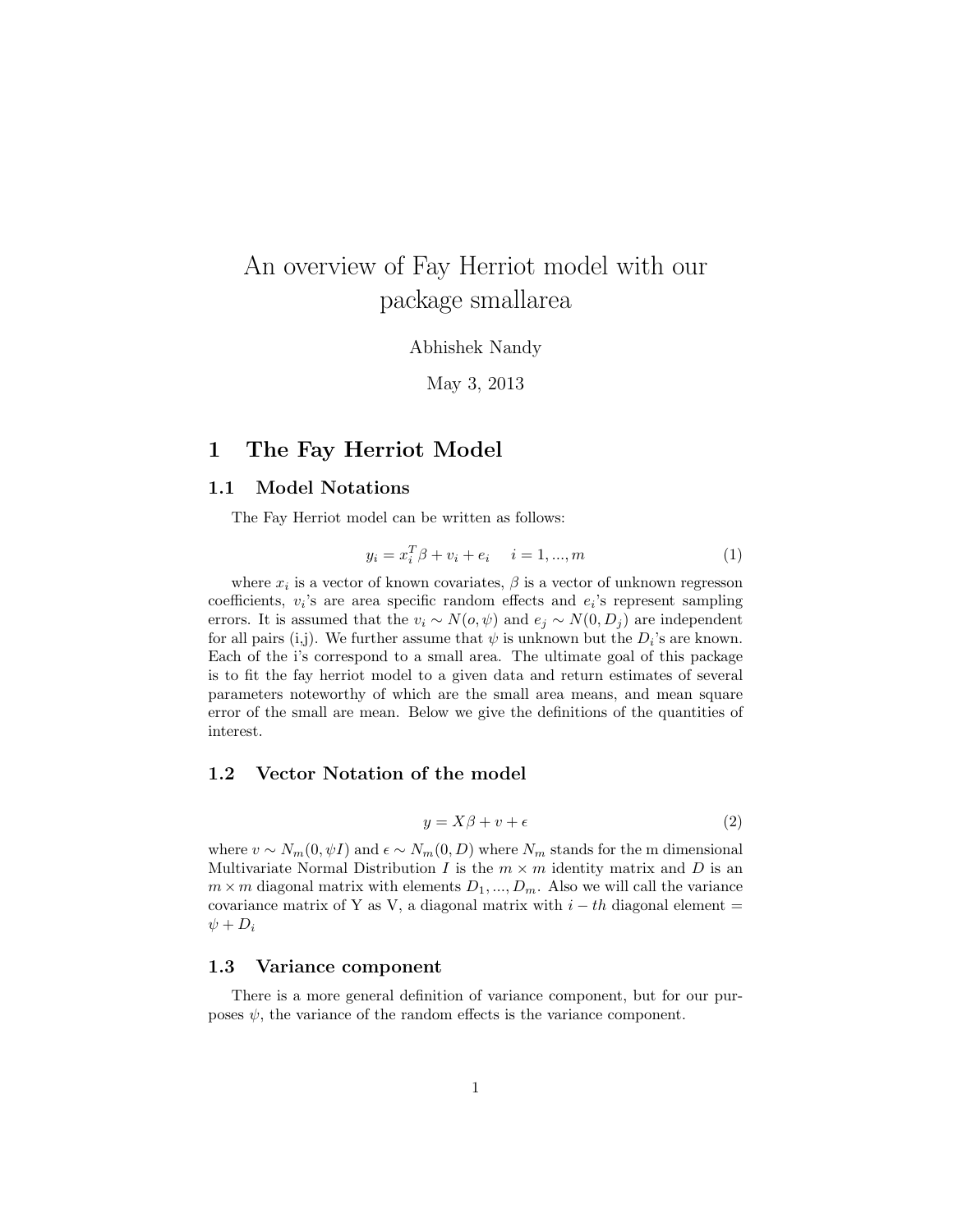# An overview of Fay Herriot model with our package smallarea

Abhishek Nandy

May 3, 2013

## 1 The Fay Herriot Model

### 1.1 Model Notations

The Fay Herriot model can be written as follows:

$$y_i = x_i^T \beta + v_i + e_i \quad i = 1, ..., m \tag{1}$$

where $x_i$ is a vector of known covariates, $\beta$ is a vector of unknown regresson coefficients, $v_i$'s are area specific random effects and $e_i$'s represent sampling errors. It is assumed that the $v_i \sim N(o, \psi)$ and $e_j \sim N(0, D_j)$ are independent for all pairs (i,j). We further assume that $\psi$ is unknown but the $D_i$'s are known. Each of the i's correspond to a small area. The ultimate goal of this package is to fit the fay herriot model to a given data and return estimates of several parameters noteworthy of which are the small area means, and mean square error of the small are mean. Below we give the definitions of the quantities of interest.

### 1.2 Vector Notation of the model

$$y = X\beta + v + \epsilon \tag{2}$$

where $v \sim N_m(0, \psi I)$ and $\epsilon \sim N_m(0, D)$ where $N_m$ stands for the m dimensional Multivariate Normal Distribution $I$ is the $m \times m$ identity matrix and $D$ is an $m \times m$ diagonal matrix with elements $D_1, ..., D_m$. Also we will call the variance covariance matrix of Y as V, a diagonal matrix with $i-th$ diagonal element = $\psi + D_i$

### 1.3 Variance component

There is a more general definition of variance component, but for our purposes $\psi$, the variance of the random effects is the variance component.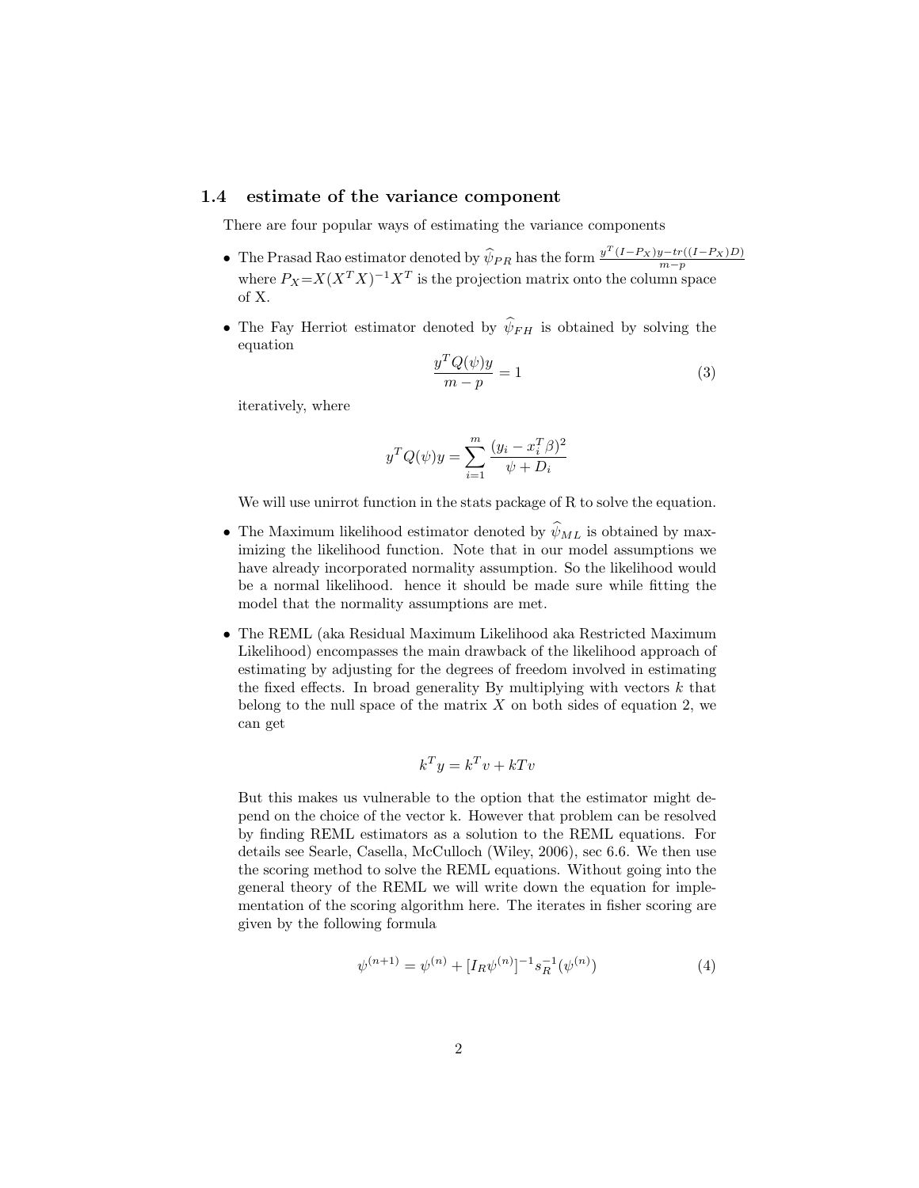### 1.4 estimate of the variance component

There are four popular ways of estimating the variance components

- The Prasad Rao estimator denoted by $\widehat{\psi}_{PR}$ has the form $\frac{y^T(I-P_X)y-tr((I-P_X)D)}{m-p}$ where $P_X$=$X(X^TX)^{-1}X^T$ is the projection matrix onto the column space of X.

- The Fay Herriot estimator denoted by $\widehat{\psi}_{FH}$ is obtained by solving the equation

$$\frac{y^TQ(\psi)y}{m-p} = 1 \tag{3}$$

iteratively, where

$$y^TQ(\psi)y = \sum_{i=1}^{m} \frac{(y_i - x_i^T\beta)^2}{\psi + D_i}$$

We will use unirrot function in the stats package of R to solve the equation.

- The Maximum likelihood estimator denoted by $\widehat{\psi}_{ML}$ is obtained by maximizing the likelihood function. Note that in our model assumptions we have already incorporated normality assumption. So the likelihood would be a normal likelihood. hence it should be made sure while fitting the model that the normality assumptions are met.

- The REML (aka Residual Maximum Likelihood aka Restricted Maximum Likelihood) encompasses the main drawback of the likelihood approach of estimating by adjusting for the degrees of freedom involved in estimating the fixed effects. In broad generality By multiplying with vectors $k$ that belong to the null space of the matrix $X$ on both sides of equation 2, we can get

$$k^Ty = k^Tv + kTv$$

But this makes us vulnerable to the option that the estimator might depend on the choice of the vector k. However that problem can be resolved by finding REML estimators as a solution to the REML equations. For details see Searle, Casella, McCulloch (Wiley, 2006), sec 6.6. We then use the scoring method to solve the REML equations. Without going into the general theory of the REML we will write down the equation for implementation of the scoring algorithm here. The iterates in fisher scoring are given by the following formula

$$\psi^{(n+1)} = \psi^{(n)} + [I_R\psi^{(n)}]^{-1}s_R^{-1}(\psi^{(n)}) \tag{4}$$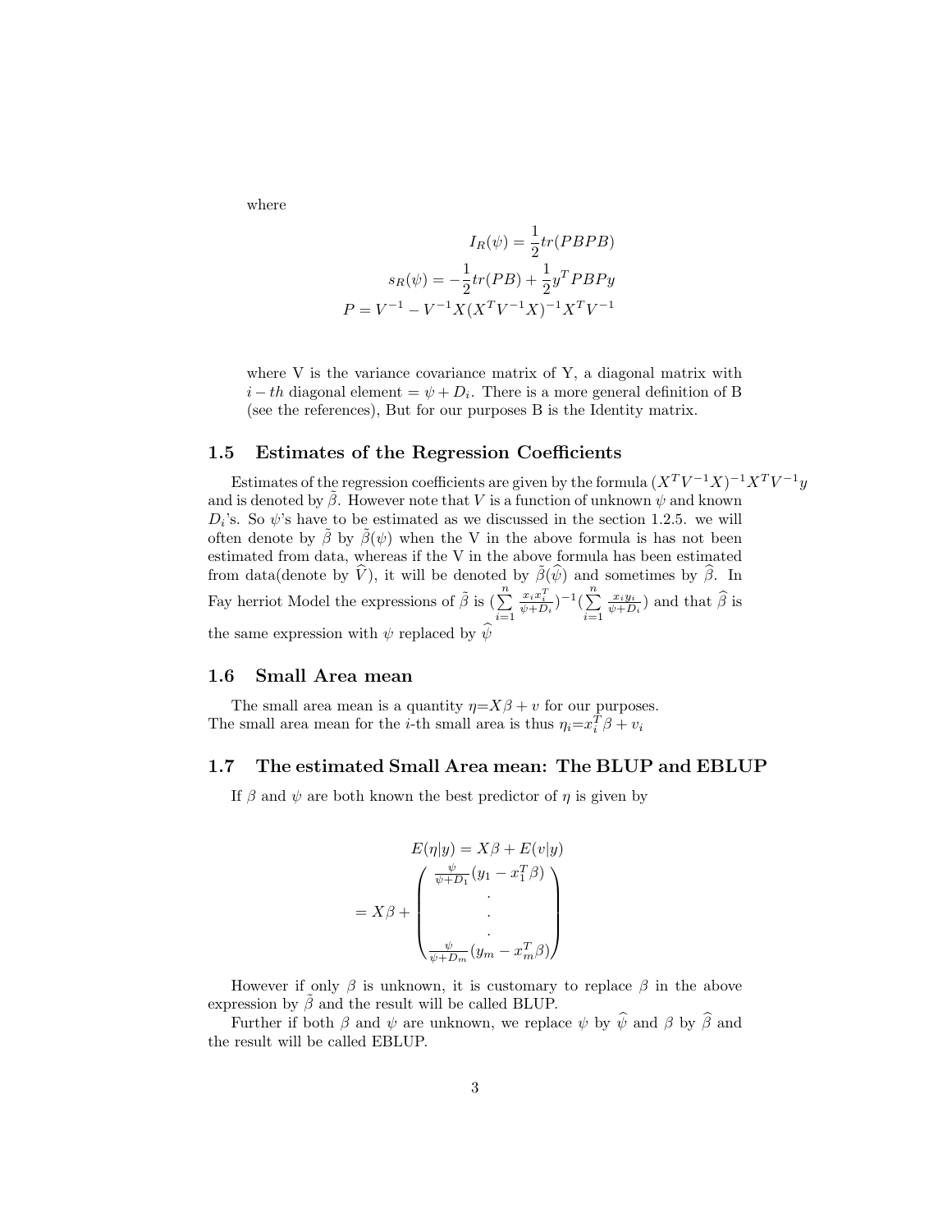where

$$I_R(\psi) = \frac{1}{2}tr(PBPB)$$

$$s_R(\psi) = -\frac{1}{2}tr(PB) + \frac{1}{2}y^T PBPy$$

$$P = V^{-1} - V^{-1}X(X^TV^{-1}X)^{-1}X^TV^{-1}$$

where V is the variance covariance matrix of Y, a diagonal matrix with $i-th$ diagonal element $= \psi + D_i$. There is a more general definition of B (see the references), But for our purposes B is the Identity matrix.

### 1.5 Estimates of the Regression Coefficients

Estimates of the regression coefficients are given by the formula $(X^TV^{-1}X)^{-1}X^TV^{-1}y$ and is denoted by $\tilde{\beta}$. However note that $V$ is a function of unknown $\psi$ and known $D_i$'s. So $\psi$'s have to be estimated as we discussed in the section 1.2.5. we will often denote by $\tilde{\beta}$ by $\tilde{\beta}(\psi)$ when the V in the above formula is has not been estimated from data, whereas if the V in the above formula has been estimated from data(denote by $\widehat{V}$), it will be denoted by $\tilde{\beta}(\widehat{\psi})$ and sometimes by $\widehat{\beta}$. In Fay herriot Model the expressions of $\tilde{\beta}$ is $(\sum_{i=1}^{n} \frac{x_i x_i^T}{\psi+D_i})^{-1}(\sum_{i=1}^{n} \frac{x_i y_i}{\psi+D_i})$ and that $\widehat{\beta}$ is the same expression with $\psi$ replaced by $\widehat{\psi}$

### 1.6 Small Area mean

The small area mean is a quantity $\eta = X\beta + v$ for our purposes.
The small area mean for the $i$-th small area is thus $\eta_i = x_i^T\beta + v_i$

### 1.7 The estimated Small Area mean: The BLUP and EBLUP

If $\beta$ and $\psi$ are both known the best predictor of $\eta$ is given by

$$E(\eta|y) = X\beta + E(v|y)$$

$$= X\beta + \begin{pmatrix} \frac{\psi}{\psi+D_1}(y_1 - x_1^T\beta) \\ . \\ . \\ . \\ \frac{\psi}{\psi+D_m}(y_m - x_m^T\beta) \end{pmatrix}$$

However if only $\beta$ is unknown, it is customary to replace $\beta$ in the above expression by $\tilde{\beta}$ and the result will be called BLUP.

Further if both $\beta$ and $\psi$ are unknown, we replace $\psi$ by $\widehat{\psi}$ and $\beta$ by $\widehat{\beta}$ and the result will be called EBLUP.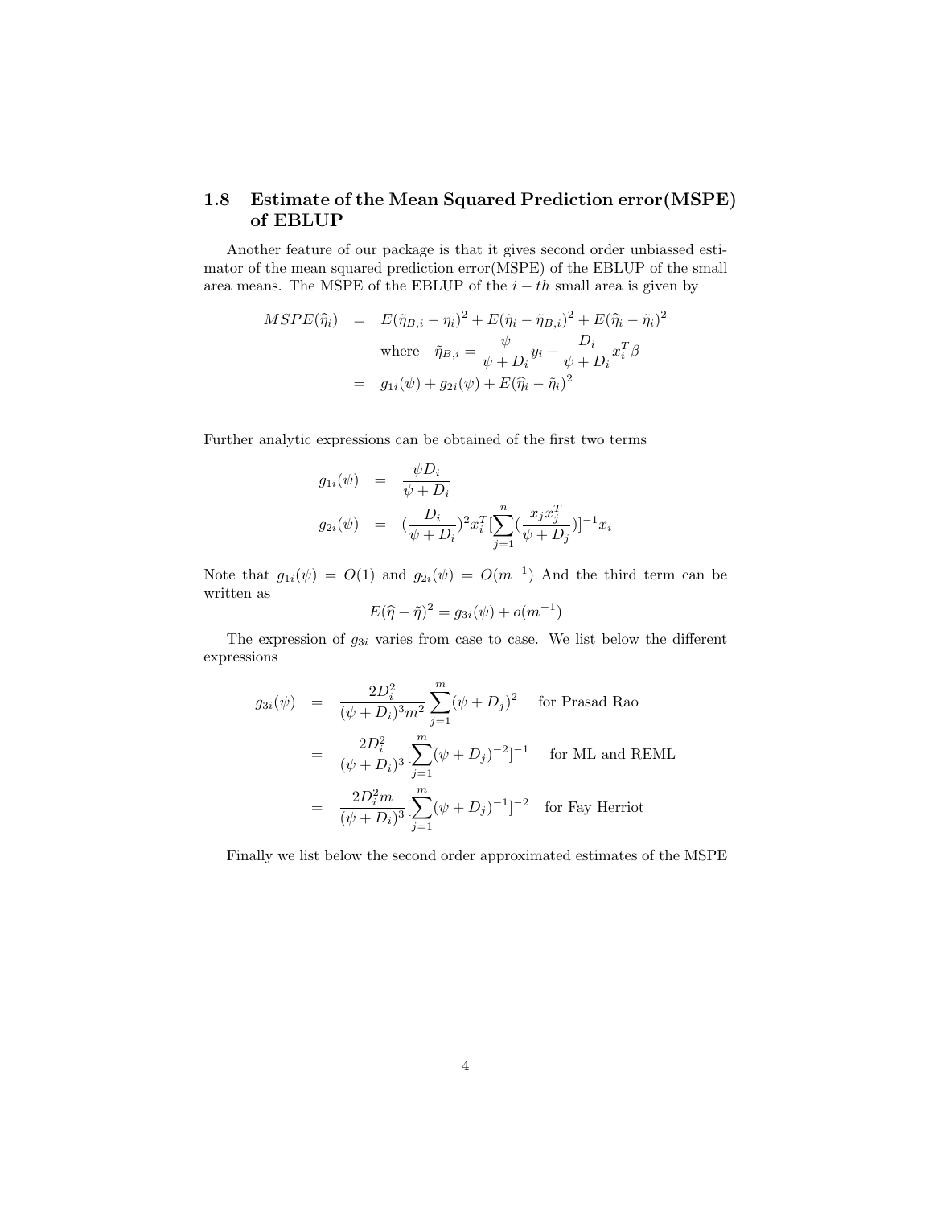## 1.8 Estimate of the Mean Squared Prediction error(MSPE) of EBLUP

Another feature of our package is that it gives second order unbiassed estimator of the mean squared prediction error(MSPE) of the EBLUP of the small area means. The MSPE of the EBLUP of the $i-th$ small area is given by

$$
\begin{aligned}
MSPE(\widehat{\eta}_i) &= E(\tilde{\eta}_{B,i} - \eta_i)^2 + E(\tilde{\eta}_i - \tilde{\eta}_{B,i})^2 + E(\widehat{\eta}_i - \tilde{\eta}_i)^2 \\
& \quad \text{where} \quad \tilde{\eta}_{B,i} = \frac{\psi}{\psi + D_i} y_i - \frac{D_i}{\psi + D_i} x_i^T \beta \\
&= g_{1i}(\psi) + g_{2i}(\psi) + E(\widehat{\eta}_i - \tilde{\eta}_i)^2
\end{aligned}
$$

Further analytic expressions can be obtained of the first two terms

$$
\begin{aligned}
g_{1i}(\psi) &= \frac{\psi D_i}{\psi + D_i} \\
g_{2i}(\psi) &= (\frac{D_i}{\psi + D_i})^2 x_i^T [\sum_{j=1}^{n} (\frac{x_j x_j^T}{\psi + D_j})]^{-1} x_i
\end{aligned}
$$

Note that $g_{1i}(\psi) = O(1)$ and $g_{2i}(\psi) = O(m^{-1})$ And the third term can be written as

$$
E(\widehat{\eta} - \tilde{\eta})^2 = g_{3i}(\psi) + o(m^{-1})
$$

The expression of $g_{3i}$ varies from case to case. We list below the different expressions

$$
\begin{aligned}
g_{3i}(\psi) &= \frac{2D_i^2}{(\psi + D_i)^3 m^2} \sum_{j=1}^{m} (\psi + D_j)^2 \quad \text{for Prasad Rao} \\
&= \frac{2D_i^2}{(\psi + D_i)^3} [\sum_{j=1}^{m} (\psi + D_j)^{-2}]^{-1} \quad \text{for ML and REML} \\
&= \frac{2D_i^2 m}{(\psi + D_i)^3} [\sum_{j=1}^{m} (\psi + D_j)^{-1}]^{-2} \quad \text{for Fay Herriot}
\end{aligned}
$$

Finally we list below the second order approximated estimates of the MSPE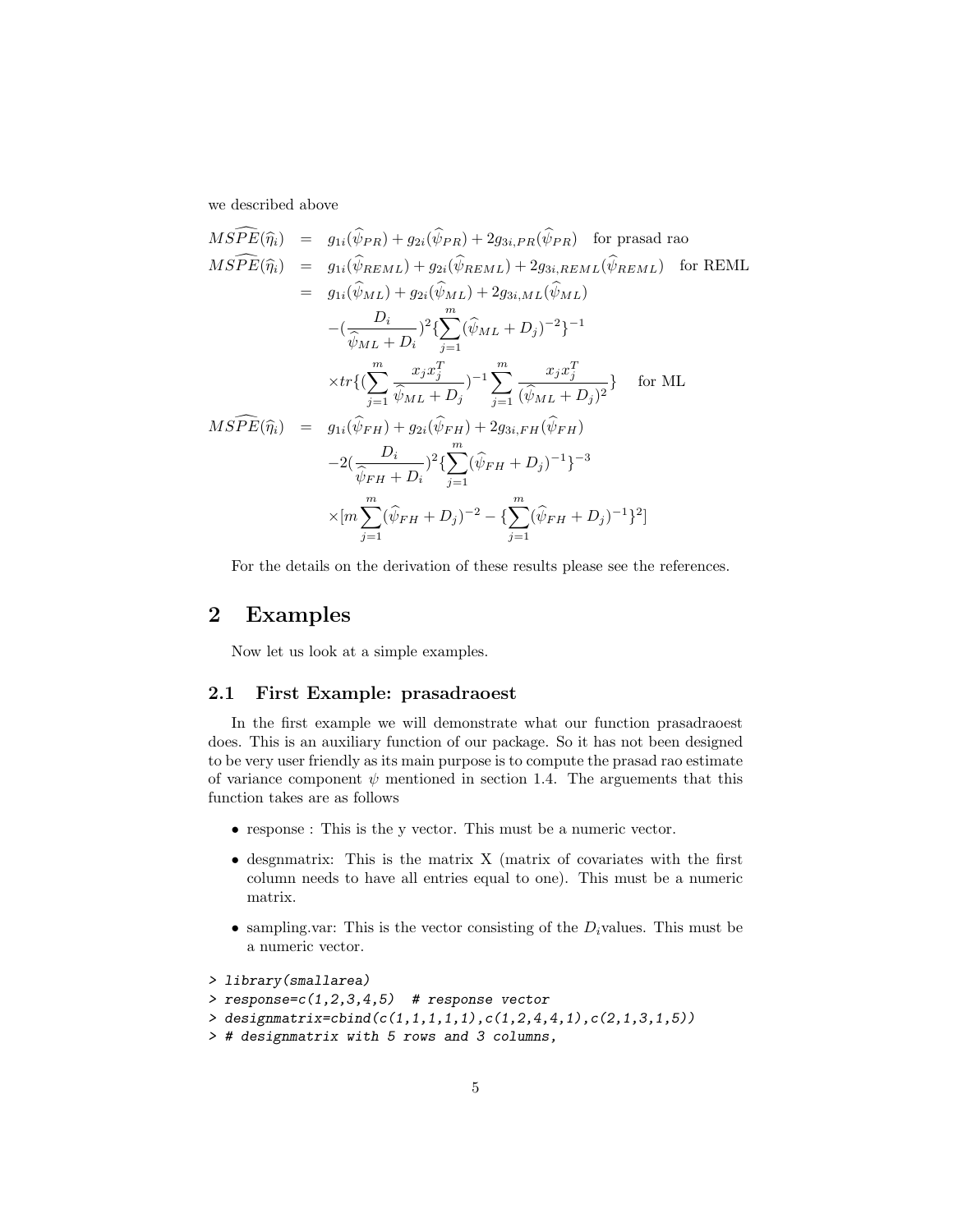we described above

$$
\begin{aligned}
\widehat{MSPE}(\widehat{\eta}_i) &= g_{1i}(\widehat{\psi}_{PR}) + g_{2i}(\widehat{\psi}_{PR}) + 2g_{3i,PR}(\widehat{\psi}_{PR}) \quad \text{for prasad rao} \\
\widehat{MSPE}(\widehat{\eta}_i) &= g_{1i}(\widehat{\psi}_{REML}) + g_{2i}(\widehat{\psi}_{REML}) + 2g_{3i,REML}(\widehat{\psi}_{REML}) \quad \text{for REML} \\
&= g_{1i}(\widehat{\psi}_{ML}) + g_{2i}(\widehat{\psi}_{ML}) + 2g_{3i,ML}(\widehat{\psi}_{ML}) \\
&\quad -(\frac{D_i}{\widehat{\psi}_{ML} + D_i})^2 \{\sum_{j=1}^{m} (\widehat{\psi}_{ML} + D_j)^{-2}\}^{-1} \\
&\quad \times tr\{(\sum_{j=1}^{m} \frac{x_j x_j^T}{\widehat{\psi}_{ML} + D_j})^{-1} \sum_{j=1}^{m} \frac{x_j x_j^T}{(\widehat{\psi}_{ML} + D_j)^2}\} \quad \text{for ML} \\
\widehat{MSPE}(\widehat{\eta}_i) &= g_{1i}(\widehat{\psi}_{FH}) + g_{2i}(\widehat{\psi}_{FH}) + 2g_{3i,FH}(\widehat{\psi}_{FH}) \\
&\quad -2(\frac{D_i}{\widehat{\psi}_{FH} + D_i})^2 \{\sum_{j=1}^{m} (\widehat{\psi}_{FH} + D_j)^{-1}\}^{-3} \\
&\quad \times [m \sum_{j=1}^{m} (\widehat{\psi}_{FH} + D_j)^{-2} - \{\sum_{j=1}^{m} (\widehat{\psi}_{FH} + D_j)^{-1}\}^2]
\end{aligned}
$$

For the details on the derivation of these results please see the references.

# 2 Examples

Now let us look at a simple examples.

## 2.1 First Example: prasadraoest

In the first example we will demonstrate what our function prasadraoest does. This is an auxiliary function of our package. So it has not been designed to be very user friendly as its main purpose is to compute the prasad rao estimate of variance component $\psi$ mentioned in section 1.4. The arguements that this function takes are as follows

- response : This is the y vector. This must be a numeric vector.
- desgnmatrix: This is the matrix X (matrix of covariates with the first column needs to have all entries equal to one). This must be a numeric matrix.
- sampling.var: This is the vector consisting of the $D_i$values. This must be a numeric vector.

```
> library(smallarea)
> response=c(1,2,3,4,5)  # response vector
> designmatrix=cbind(c(1,1,1,1,1),c(1,2,4,4,1),c(2,1,3,1,5))
> # designmatrix with 5 rows and 3 columns,
```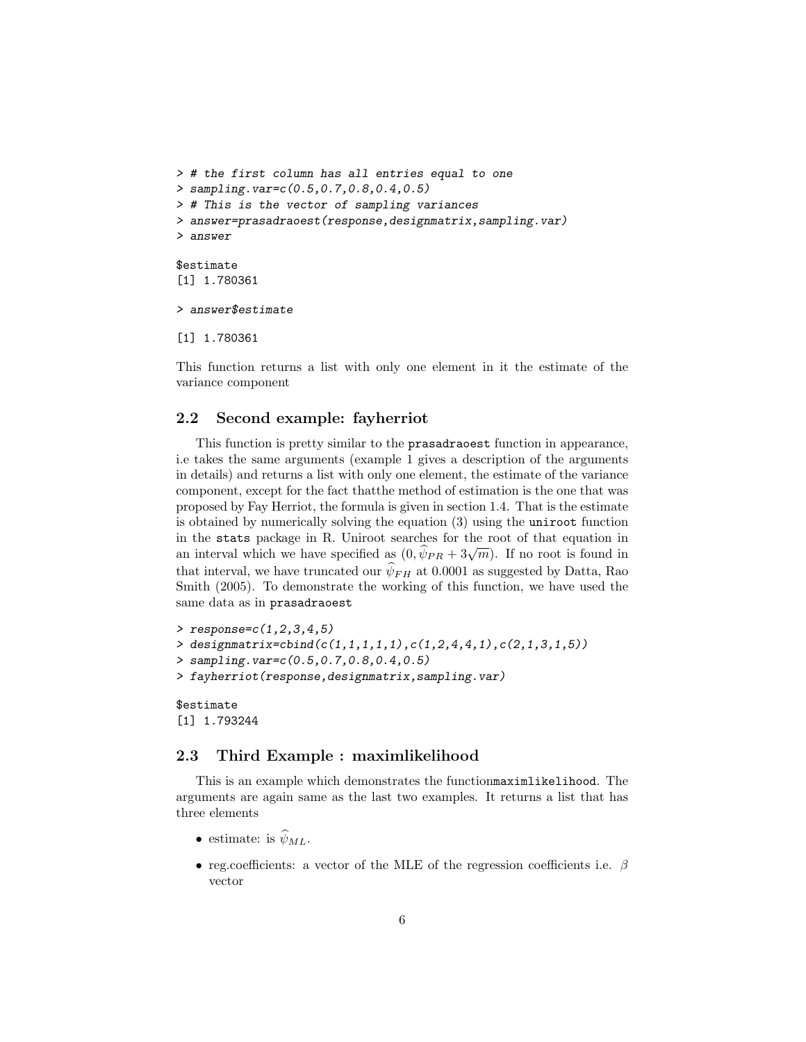```
> # the first column has all entries equal to one
> sampling.var=c(0.5,0.7,0.8,0.4,0.5)
> # This is the vector of sampling variances
> answer=prasadraoest(response,designmatrix,sampling.var)
> answer

$estimate
[1] 1.780361

> answer$estimate

[1] 1.780361
```

This function returns a list with only one element in it the estimate of the variance component

## 2.2 Second example: fayherriot

This function is pretty similar to the `prasadraoest` function in appearance, i.e takes the same arguments (example 1 gives a description of the arguments in details) and returns a list with only one element, the estimate of the variance component, except for the fact thatthe method of estimation is the one that was proposed by Fay Herriot, the formula is given in section 1.4. That is the estimate is obtained by numerically solving the equation (3) using the `uniroot` function in the `stats` package in R. Uniroot searches for the root of that equation in an interval which we have specified as $(0, \widehat{\psi}_{PR} + 3\sqrt{m})$. If no root is found in that interval, we have truncated our $\widehat{\psi}_{FH}$ at 0.0001 as suggested by Datta, Rao Smith (2005). To demonstrate the working of this function, we have used the same data as in `prasadraoest`

```
> response=c(1,2,3,4,5)
> designmatrix=cbind(c(1,1,1,1,1),c(1,2,4,4,1),c(2,1,3,1,5))
> sampling.var=c(0.5,0.7,0.8,0.4,0.5)
> fayherriot(response,designmatrix,sampling.var)

$estimate
[1] 1.793244
```

## 2.3 Third Example : maximlikelihood

This is an example which demonstrates the function`maximlikelihood`. The arguments are again same as the last two examples. It returns a list that has three elements

- estimate: is $\widehat{\psi}_{ML}$.
- reg.coefficients: a vector of the MLE of the regression coefficients i.e. $\beta$ vector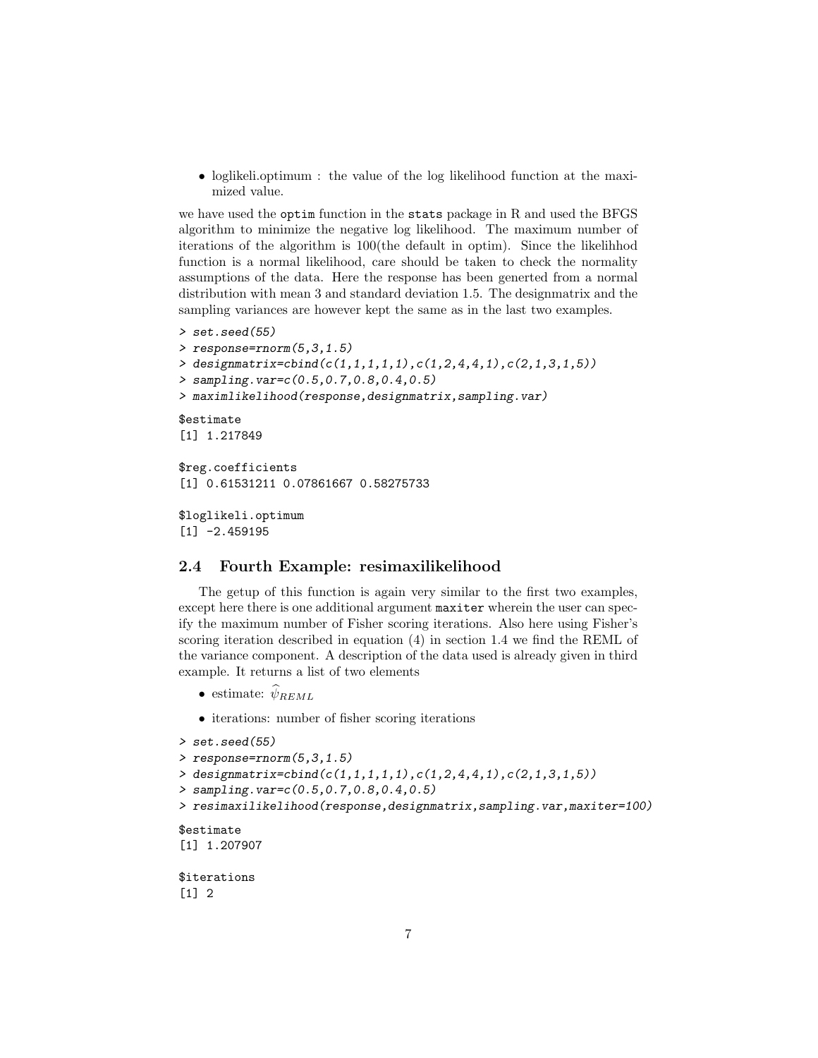- loglikeli.optimum : the value of the log likelihood function at the maximized value.

we have used the `optim` function in the `stats` package in R and used the BFGS algorithm to minimize the negative log likelihood. The maximum number of iterations of the algorithm is 100(the default in optim). Since the likelihhod function is a normal likelihood, care should be taken to check the normality assumptions of the data. Here the response has been generted from a normal distribution with mean 3 and standard deviation 1.5. The designmatrix and the sampling variances are however kept the same as in the last two examples.

```
> set.seed(55)
> response=rnorm(5,3,1.5)
> designmatrix=cbind(c(1,1,1,1,1),c(1,2,4,4,1),c(2,1,3,1,5))
> sampling.var=c(0.5,0.7,0.8,0.4,0.5)
> maximlikelihood(response,designmatrix,sampling.var)

$estimate
[1] 1.217849

$reg.coefficients
[1] 0.61531211 0.07861667 0.58275733

$loglikeli.optimum
[1] -2.459195
```

### 2.4 Fourth Example: resimaxilikelihood

The getup of this function is again very similar to the first two examples, except here there is one additional argument `maxiter` wherein the user can specify the maximum number of Fisher scoring iterations. Also here using Fisher's scoring iteration described in equation (4) in section 1.4 we find the REML of the variance component. A description of the data used is already given in third example. It returns a list of two elements

- estimate: $\widehat{\psi}_{REML}$
- iterations: number of fisher scoring iterations

```
> set.seed(55)
> response=rnorm(5,3,1.5)
> designmatrix=cbind(c(1,1,1,1,1),c(1,2,4,4,1),c(2,1,3,1,5))
> sampling.var=c(0.5,0.7,0.8,0.4,0.5)
> resimaxilikelihood(response,designmatrix,sampling.var,maxiter=100)

$estimate
[1] 1.207907

$iterations
[1] 2
```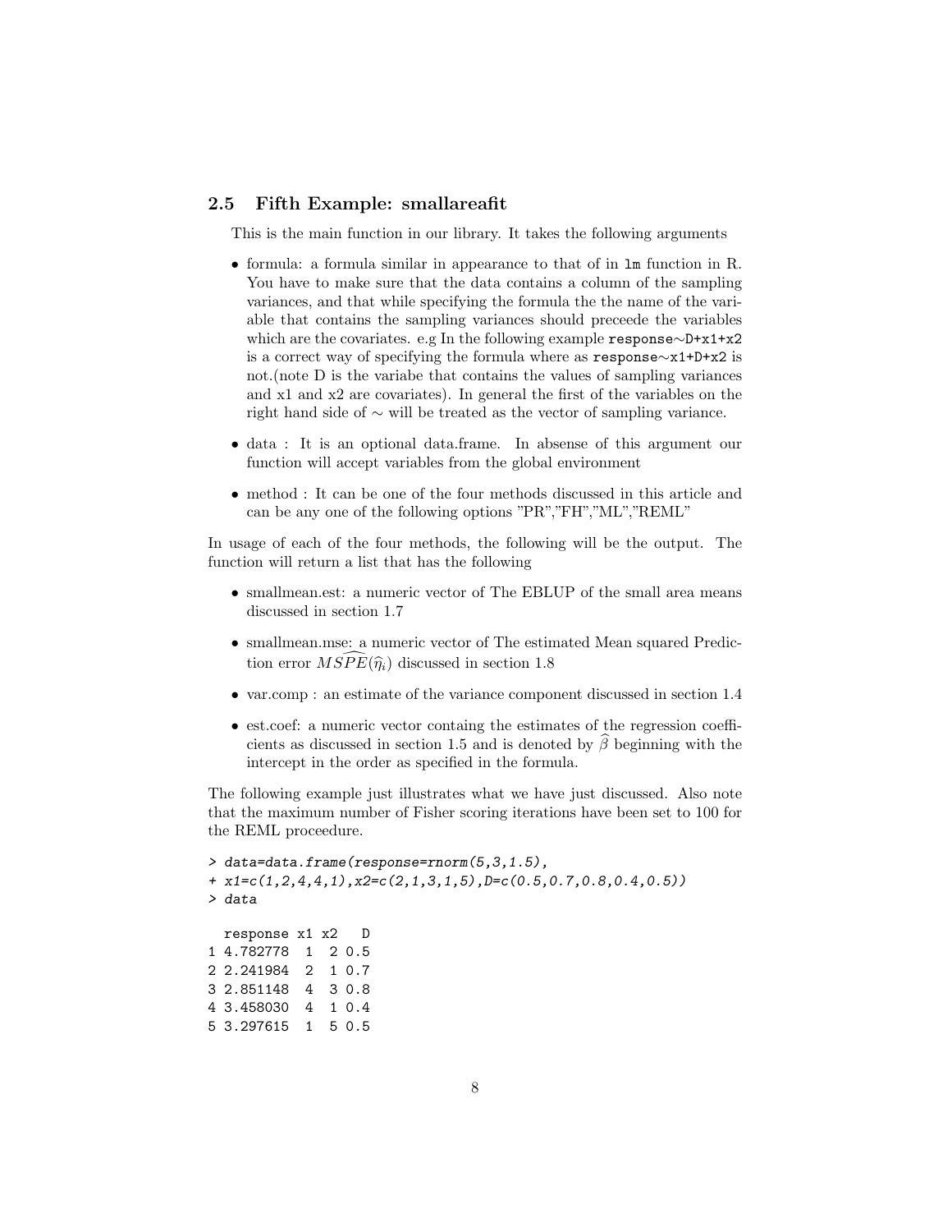### 2.5 Fifth Example: smallareafit

This is the main function in our library. It takes the following arguments

- formula: a formula similar in appearance to that of in `lm` function in R. You have to make sure that the data contains a column of the sampling variances, and that while specifying the formula the the name of the variable that contains the sampling variances should preceede the variables which are the covariates. e.g In the following example `response~D+x1+x2` is a correct way of specifying the formula where as `response~x1+D+x2` is not.(note D is the variabe that contains the values of sampling variances and x1 and x2 are covariates). In general the first of the variables on the right hand side of $\sim$ will be treated as the vector of sampling variance.
- data : It is an optional data.frame. In absense of this argument our function will accept variables from the global environment
- method : It can be one of the four methods discussed in this article and can be any one of the following options "PR","FH","ML","REML"

In usage of each of the four methods, the following will be the output. The function will return a list that has the following

- smallmean.est: a numeric vector of The EBLUP of the small area means discussed in section 1.7
- smallmean.mse: a numeric vector of The estimated Mean squared Prediction error $\widehat{MSPE}(\widehat{\eta}_i)$ discussed in section 1.8
- var.comp : an estimate of the variance component discussed in section 1.4
- est.coef: a numeric vector containg the estimates of the regression coefficients as discussed in section 1.5 and is denoted by $\widehat{\beta}$ beginning with the intercept in the order as specified in the formula.

The following example just illustrates what we have just discussed. Also note that the maximum number of Fisher scoring iterations have been set to 100 for the REML proceedure.

```
> data=data.frame(response=rnorm(5,3,1.5),
+ x1=c(1,2,4,4,1),x2=c(2,1,3,1,5),D=c(0.5,0.7,0.8,0.4,0.5))
> data

  response x1 x2   D
1 4.782778  1  2 0.5
2 2.241984  2  1 0.7
3 2.851148  4  3 0.8
4 3.458030  4  1 0.4
5 3.297615  1  5 0.5
```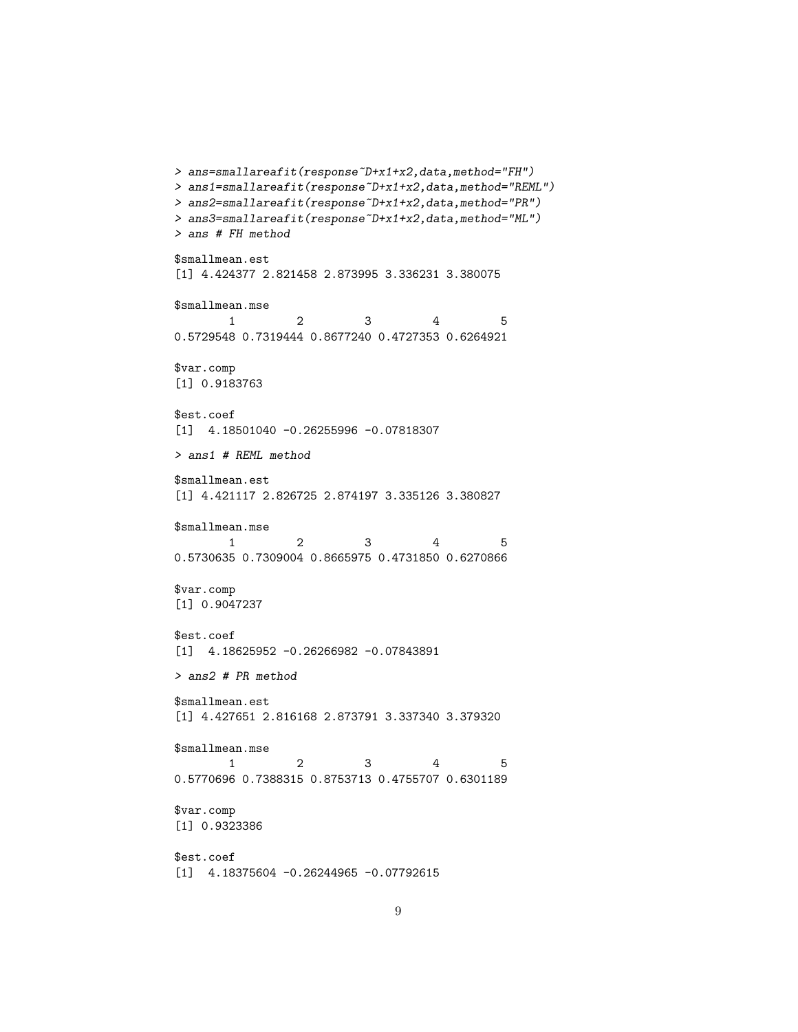```
> ans=smallareafit(response~D+x1+x2,data,method="FH")
> ans1=smallareafit(response~D+x1+x2,data,method="REML")
> ans2=smallareafit(response~D+x1+x2,data,method="PR")
> ans3=smallareafit(response~D+x1+x2,data,method="ML")
> ans # FH method

$smallmean.est
[1] 4.424377 2.821458 2.873995 3.336231 3.380075

$smallmean.mse
        1         2         3         4         5
0.5729548 0.7319444 0.8677240 0.4727353 0.6264921

$var.comp
[1] 0.9183763

$est.coef
[1]  4.18501040 -0.26255996 -0.07818307

> ans1 # REML method

$smallmean.est
[1] 4.421117 2.826725 2.874197 3.335126 3.380827

$smallmean.mse
        1         2         3         4         5
0.5730635 0.7309004 0.8665975 0.4731850 0.6270866

$var.comp
[1] 0.9047237

$est.coef
[1]  4.18625952 -0.26266982 -0.07843891

> ans2 # PR method

$smallmean.est
[1] 4.427651 2.816168 2.873791 3.337340 3.379320

$smallmean.mse
        1         2         3         4         5
0.5770696 0.7388315 0.8753713 0.4755707 0.6301189

$var.comp
[1] 0.9323386

$est.coef
[1]  4.18375604 -0.26244965 -0.07792615
```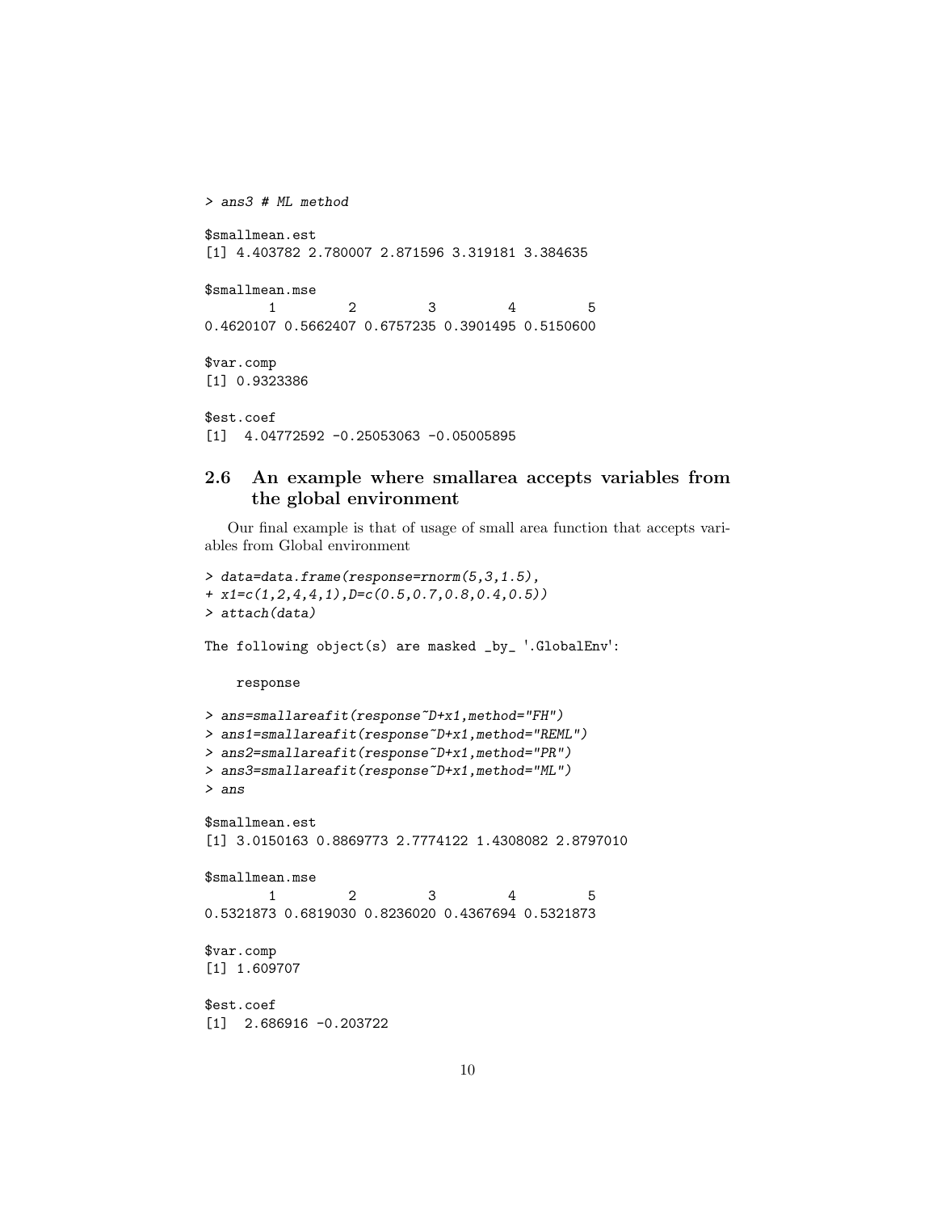```
> ans3 # ML method

$smallmean.est
[1] 4.403782 2.780007 2.871596 3.319181 3.384635

$smallmean.mse
        1         2         3         4         5 
0.4620107 0.5662407 0.6757235 0.3901495 0.5150600 

$var.comp
[1] 0.9323386

$est.coef
[1]  4.04772592 -0.25053063 -0.05005895
```

### 2.6 An example where smallarea accepts variables from the global environment

Our final example is that of usage of small area function that accepts variables from Global environment

```
> data=data.frame(response=rnorm(5,3,1.5),
+ x1=c(1,2,4,4,1),D=c(0.5,0.7,0.8,0.4,0.5))
> attach(data)

The following object(s) are masked _by_ '.GlobalEnv':

    response

> ans=smallareafit(response~D+x1,method="FH")
> ans1=smallareafit(response~D+x1,method="REML")
> ans2=smallareafit(response~D+x1,method="PR")
> ans3=smallareafit(response~D+x1,method="ML")
> ans

$smallmean.est
[1] 3.0150163 0.8869773 2.7774122 1.4308082 2.8797010

$smallmean.mse
        1         2         3         4         5 
0.5321873 0.6819030 0.8236020 0.4367694 0.5321873 

$var.comp
[1] 1.609707

$est.coef
[1]  2.686916 -0.203722
```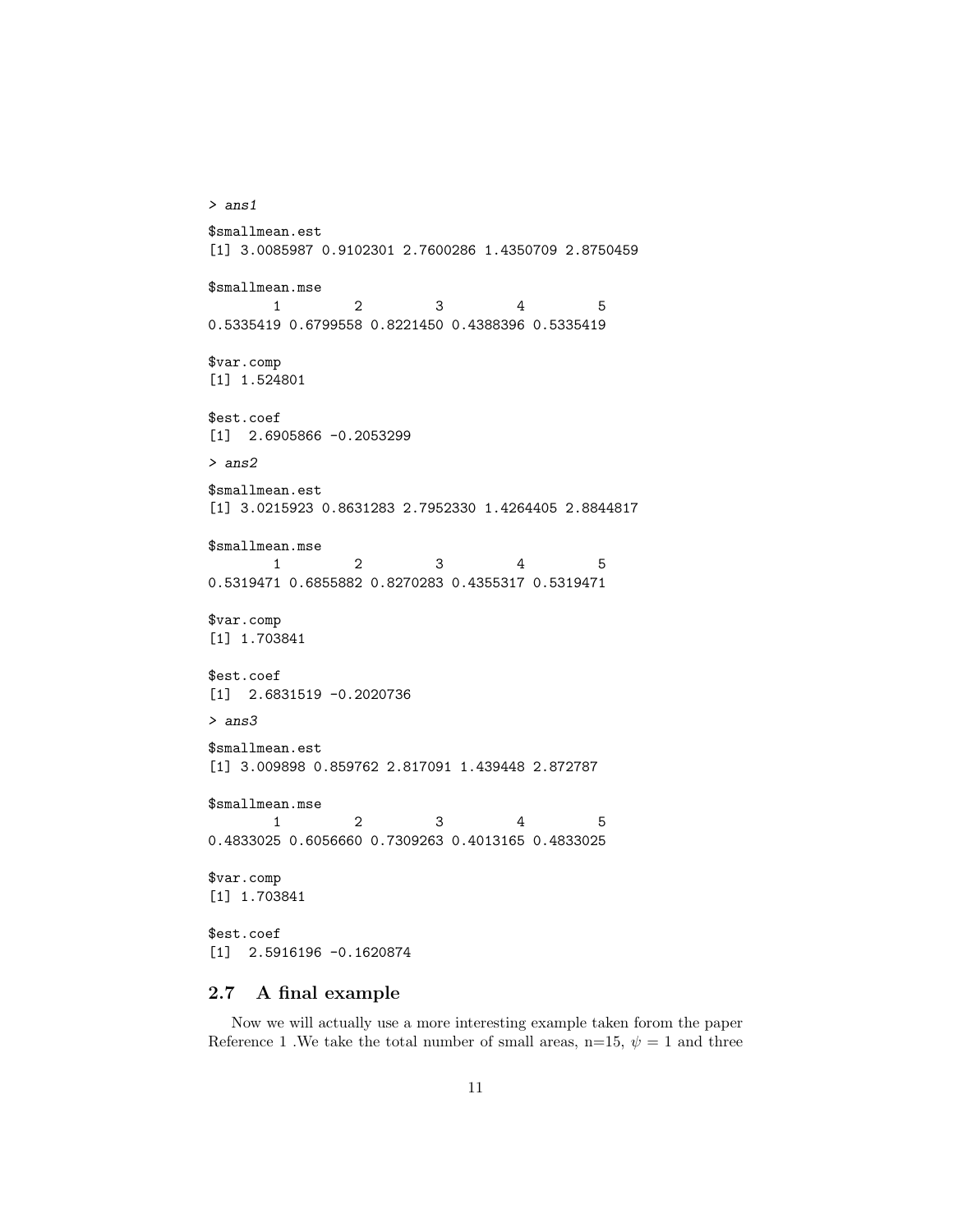```
> ans1
$smallmean.est
[1] 3.0085987 0.9102301 2.7600286 1.4350709 2.8750459

$smallmean.mse
        1         2         3         4         5
0.5335419 0.6799558 0.8221450 0.4388396 0.5335419

$var.comp
[1] 1.524801

$est.coef
[1]  2.6905866 -0.2053299

> ans2
$smallmean.est
[1] 3.0215923 0.8631283 2.7952330 1.4264405 2.8844817

$smallmean.mse
        1         2         3         4         5
0.5319471 0.6855882 0.8270283 0.4355317 0.5319471

$var.comp
[1] 1.703841

$est.coef
[1]  2.6831519 -0.2020736

> ans3
$smallmean.est
[1] 3.009898 0.859762 2.817091 1.439448 2.872787

$smallmean.mse
        1         2         3         4         5
0.4833025 0.6056660 0.7309263 0.4013165 0.4833025

$var.comp
[1] 1.703841

$est.coef
[1]  2.5916196 -0.1620874
```

### 2.7 A final example

Now we will actually use a more interesting example taken forom the paper Reference 1 .We take the total number of small areas, n=15, $\psi = 1$ and three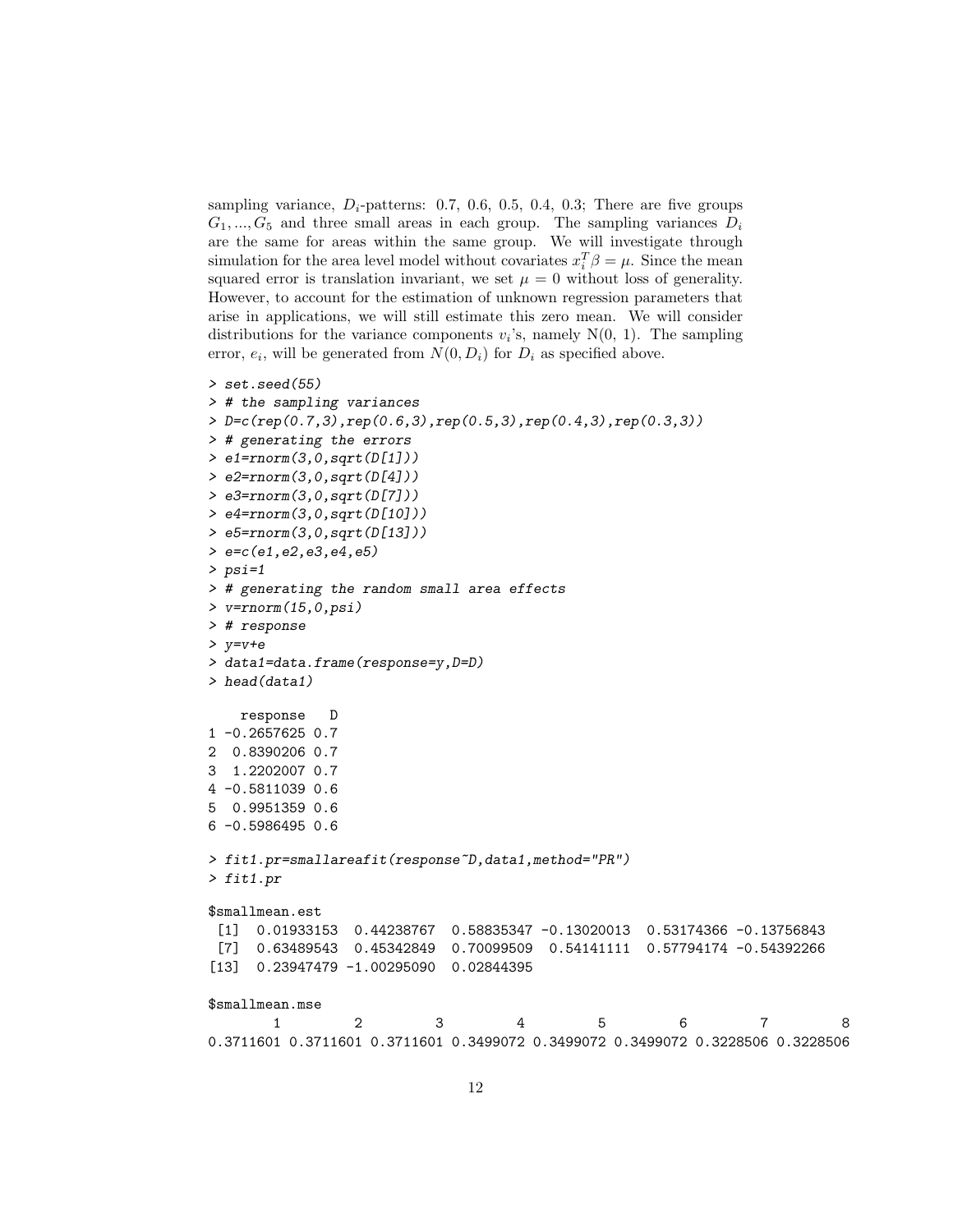sampling variance, $D_i$-patterns: 0.7, 0.6, 0.5, 0.4, 0.3; There are five groups $G_1, ..., G_5$ and three small areas in each group. The sampling variances $D_i$ are the same for areas within the same group. We will investigate through simulation for the area level model without covariates $x_i^T\beta = \mu$. Since the mean squared error is translation invariant, we set $\mu = 0$ without loss of generality. However, to account for the estimation of unknown regression parameters that arise in applications, we will still estimate this zero mean. We will consider distributions for the variance components $v_i$'s, namely N(0, 1). The sampling error, $e_i$, will be generated from $N(0, D_i)$ for $D_i$ as specified above.

```
> set.seed(55)
> # the sampling variances
> D=c(rep(0.7,3),rep(0.6,3),rep(0.5,3),rep(0.4,3),rep(0.3,3))
> # generating the errors
> e1=rnorm(3,0,sqrt(D[1]))
> e2=rnorm(3,0,sqrt(D[4]))
> e3=rnorm(3,0,sqrt(D[7]))
> e4=rnorm(3,0,sqrt(D[10]))
> e5=rnorm(3,0,sqrt(D[13]))
> e=c(e1,e2,e3,e4,e5)
> psi=1
> # generating the random small area effects
> v=rnorm(15,0,psi)
> # response
> y=v+e
> data1=data.frame(response=y,D=D)
> head(data1)

    response   D
1 -0.2657625 0.7
2  0.8390206 0.7
3  1.2202007 0.7
4 -0.5811039 0.6
5  0.9951359 0.6
6 -0.5986495 0.6

> fit1.pr=smallareafit(response~D,data1,method="PR")
> fit1.pr

$smallmean.est
 [1]  0.01933153  0.44238767  0.58835347 -0.13020013  0.53174366 -0.13756843
 [7]  0.63489543  0.45342849  0.70099509  0.54141111  0.57794174 -0.54392266
[13]  0.23947479 -1.00295090  0.02844395

$smallmean.mse
        1         2         3         4         5         6         7         8 
0.3711601 0.3711601 0.3711601 0.3499072 0.3499072 0.3499072 0.3228506 0.3228506
```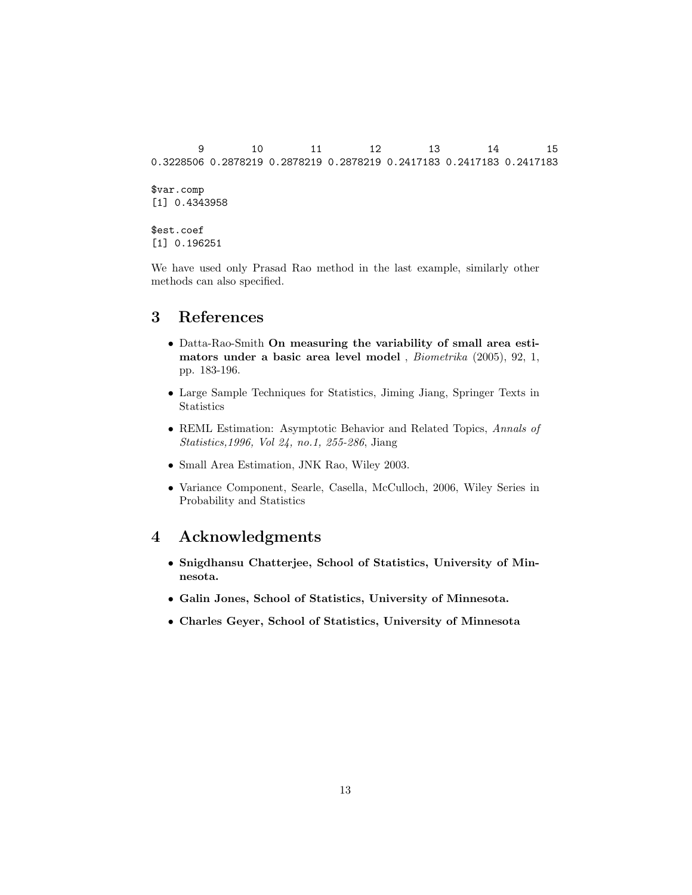```
        9        10        11        12        13        14        15 
0.3228506 0.2878219 0.2878219 0.2878219 0.2417183 0.2417183 0.2417183 

$var.comp
[1] 0.4343958

$est.coef
[1] 0.196251
```

We have used only Prasad Rao method in the last example, similarly other methods can also specified.

# 3 References

- Datta-Rao-Smith **On measuring the variability of small area estimators under a basic area level model** , *Biometrika* (2005), 92, 1, pp. 183-196.
- Large Sample Techniques for Statistics, Jiming Jiang, Springer Texts in Statistics
- REML Estimation: Asymptotic Behavior and Related Topics, *Annals of Statistics,1996, Vol 24, no.1, 255-286*, Jiang
- Small Area Estimation, JNK Rao, Wiley 2003.
- Variance Component, Searle, Casella, McCulloch, 2006, Wiley Series in Probability and Statistics

# 4 Acknowledgments

- **Snigdhansu Chatterjee, School of Statistics, University of Minnesota.**
- **Galin Jones, School of Statistics, University of Minnesota.**
- **Charles Geyer, School of Statistics, University of Minnesota**